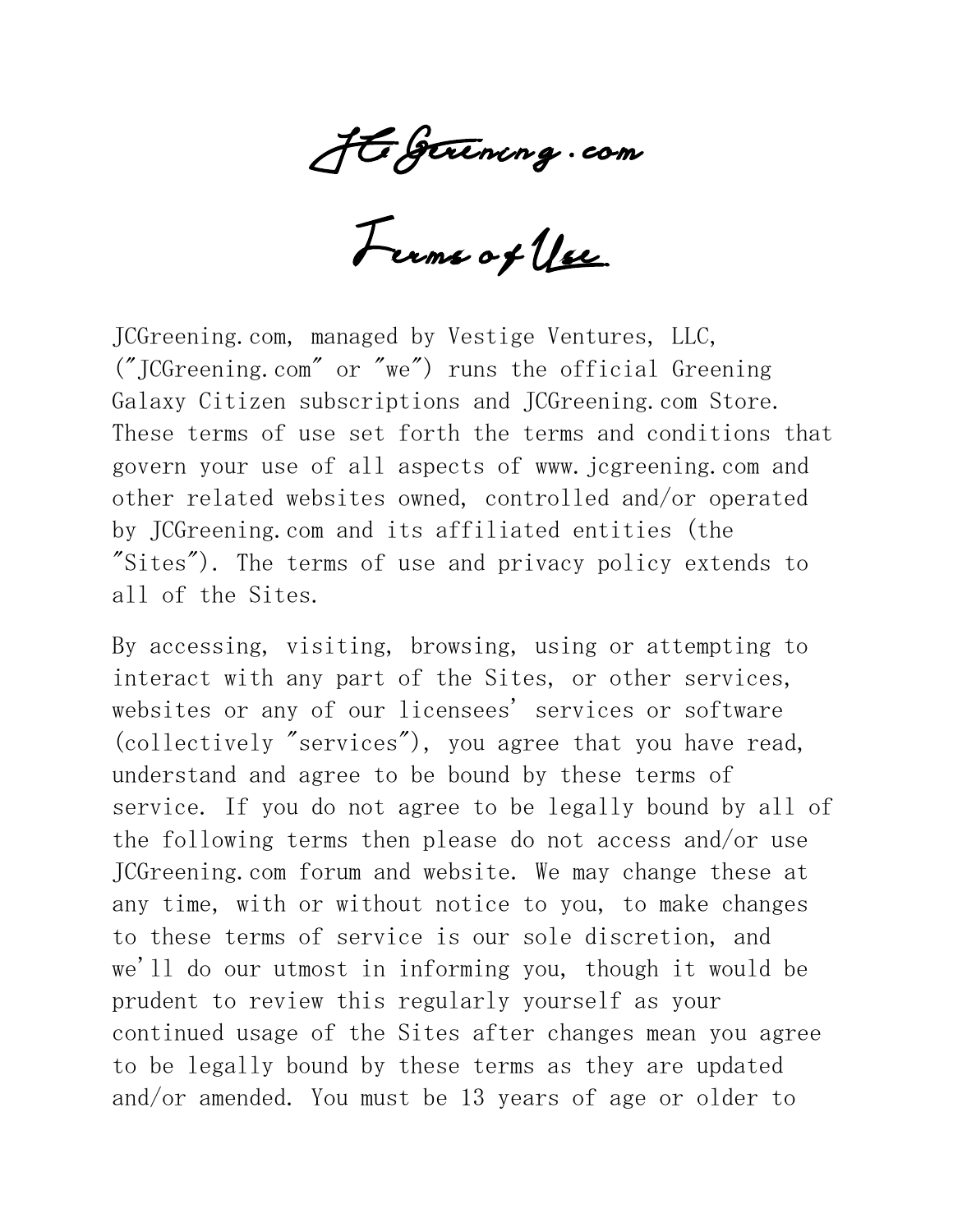# JCGreening.com

# Terms of Use

JCGreening.com, managed by Vestige Ventures, LLC, ("JCGreening.com" or "we") runs the official Greening Galaxy Citizen subscriptions and JCGreening.com Store. These terms of use set forth the terms and conditions that govern your use of all aspects of www.jcgreening.com and other related websites owned, controlled and/or operated by JCGreening.com and its affiliated entities (the "Sites"). The terms of use and privacy policy extends to all of the Sites.

By accessing, visiting, browsing, using or attempting to interact with any part of the Sites, or other services, websites or any of our licensees' services or software (collectively "services"), you agree that you have read, understand and agree to be bound by these terms of service. If you do not agree to be legally bound by all of the following terms then please do not access and/or use JCGreening.com forum and website. We may change these at any time, with or without notice to you, to make changes to these terms of service is our sole discretion, and we'll do our utmost in informing you, though it would be prudent to review this regularly yourself as your continued usage of the Sites after changes mean you agree to be legally bound by these terms as they are updated and/or amended. You must be 13 years of age or older to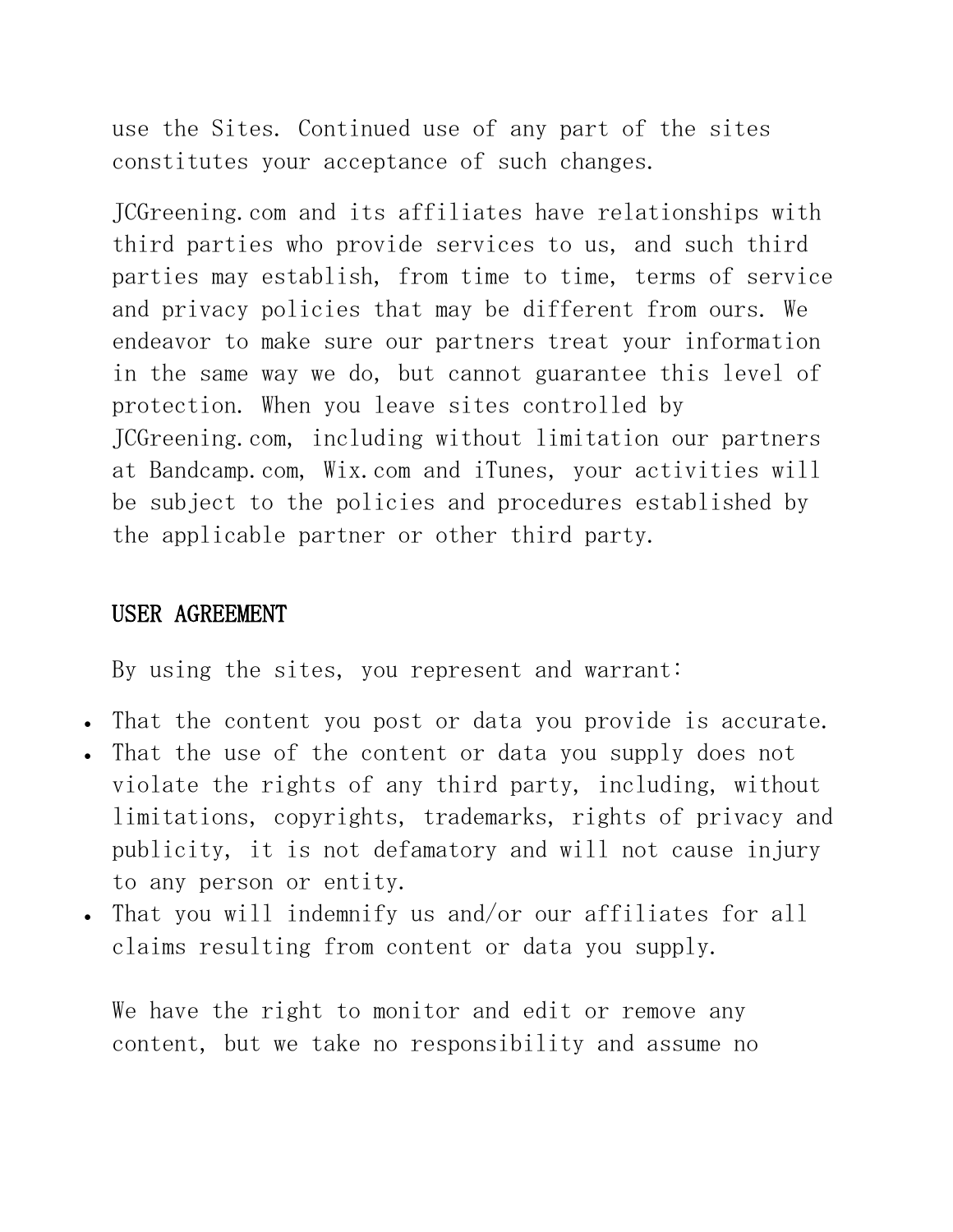use the Sites. Continued use of any part of the sites constitutes your acceptance of such changes.

JCGreening.com and its affiliates have relationships with third parties who provide services to us, and such third parties may establish, from time to time, terms of service and privacy policies that may be different from ours. We endeavor to make sure our partners treat your information in the same way we do, but cannot guarantee this level of protection. When you leave sites controlled by JCGreening.com, including without limitation our partners at Bandcamp.com, Wix.com and iTunes, your activities will be subject to the policies and procedures established by the applicable partner or other third party.

## USER AGREEMENT

By using the sites, you represent and warrant:

- That the content you post or data you provide is accurate.
- That the use of the content or data you supply does not violate the rights of any third party, including, without limitations, copyrights, trademarks, rights of privacy and publicity, it is not defamatory and will not cause injury to any person or entity.
- That you will indemnify us and/or our affiliates for all claims resulting from content or data you supply.

We have the right to monitor and edit or remove any content, but we take no responsibility and assume no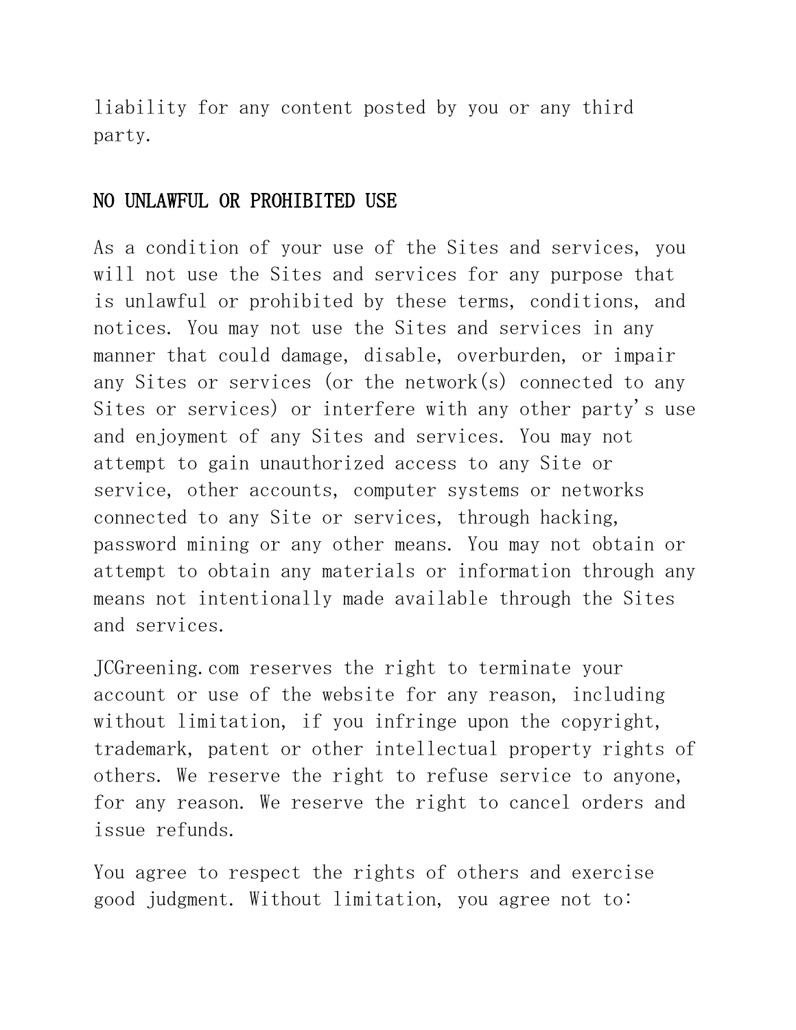liability for any content posted by you or any third party.

## NO UNLAWFUL OR PROHIBITED USE

As a condition of your use of the Sites and services, you will not use the Sites and services for any purpose that is unlawful or prohibited by these terms, conditions, and notices. You may not use the Sites and services in any manner that could damage, disable, overburden, or impair any Sites or services (or the network(s) connected to any Sites or services) or interfere with any other party's use and enjoyment of any Sites and services. You may not attempt to gain unauthorized access to any Site or service, other accounts, computer systems or networks connected to any Site or services, through hacking, password mining or any other means. You may not obtain or attempt to obtain any materials or information through any means not intentionally made available through the Sites and services.

JCGreening.com reserves the right to terminate your account or use of the website for any reason, including without limitation, if you infringe upon the copyright, trademark, patent or other intellectual property rights of others. We reserve the right to refuse service to anyone, for any reason. We reserve the right to cancel orders and issue refunds.

You agree to respect the rights of others and exercise good judgment. Without limitation, you agree not to: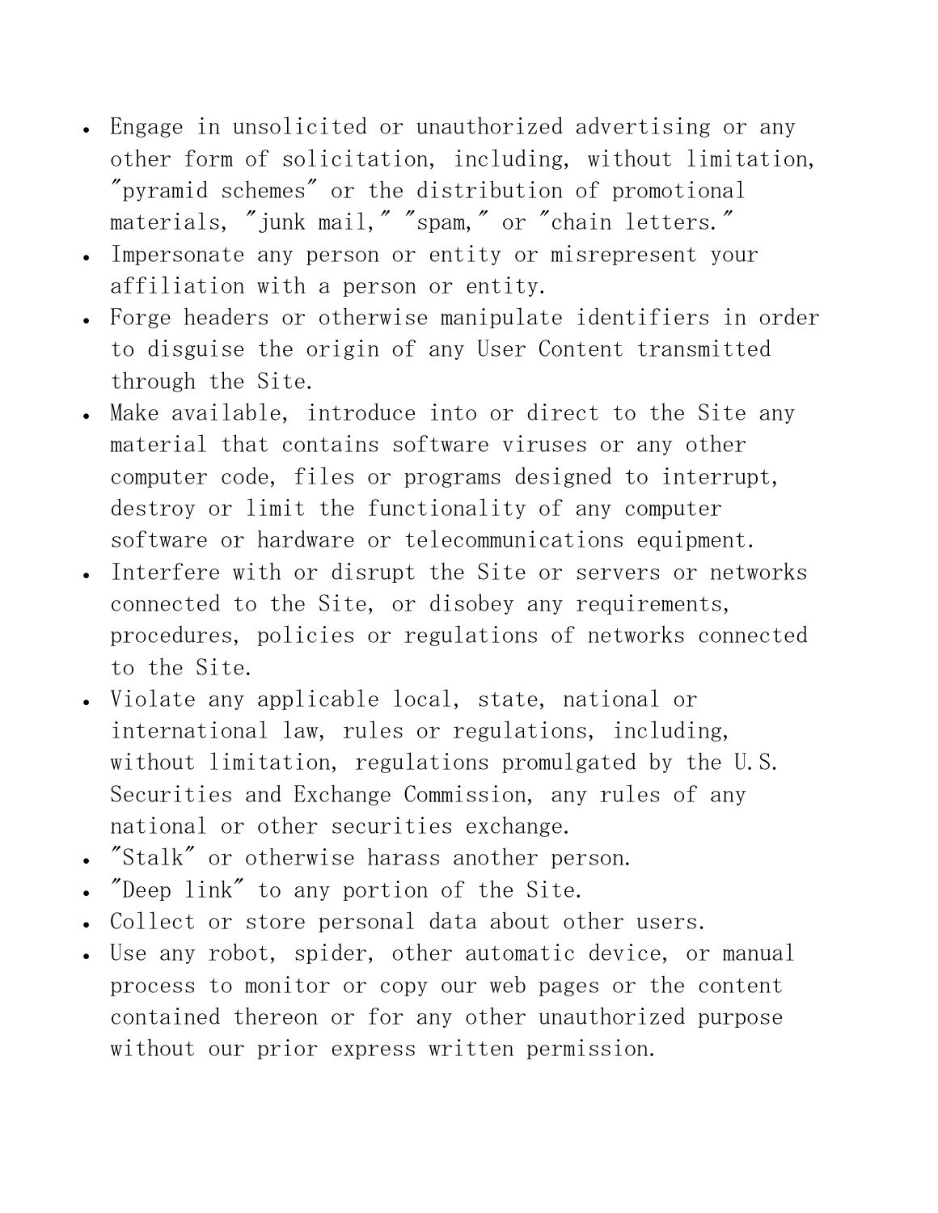- Engage in unsolicited or unauthorized advertising or any other form of solicitation, including, without limitation, "pyramid schemes" or the distribution of promotional materials, "junk mail," "spam," or "chain letters."
- Impersonate any person or entity or misrepresent your affiliation with a person or entity.
- Forge headers or otherwise manipulate identifiers in order to disguise the origin of any User Content transmitted through the Site.
- Make available, introduce into or direct to the Site any material that contains software viruses or any other computer code, files or programs designed to interrupt, destroy or limit the functionality of any computer software or hardware or telecommunications equipment.
- Interfere with or disrupt the Site or servers or networks connected to the Site, or disobey any requirements, procedures, policies or regulations of networks connected to the Site.
- Violate any applicable local, state, national or international law, rules or regulations, including, without limitation, regulations promulgated by the U.S. Securities and Exchange Commission, any rules of any national or other securities exchange.
- "Stalk" or otherwise harass another person.
- "Deep link" to any portion of the Site.
- Collect or store personal data about other users.
- Use any robot, spider, other automatic device, or manual process to monitor or copy our web pages or the content contained thereon or for any other unauthorized purpose without our prior express written permission.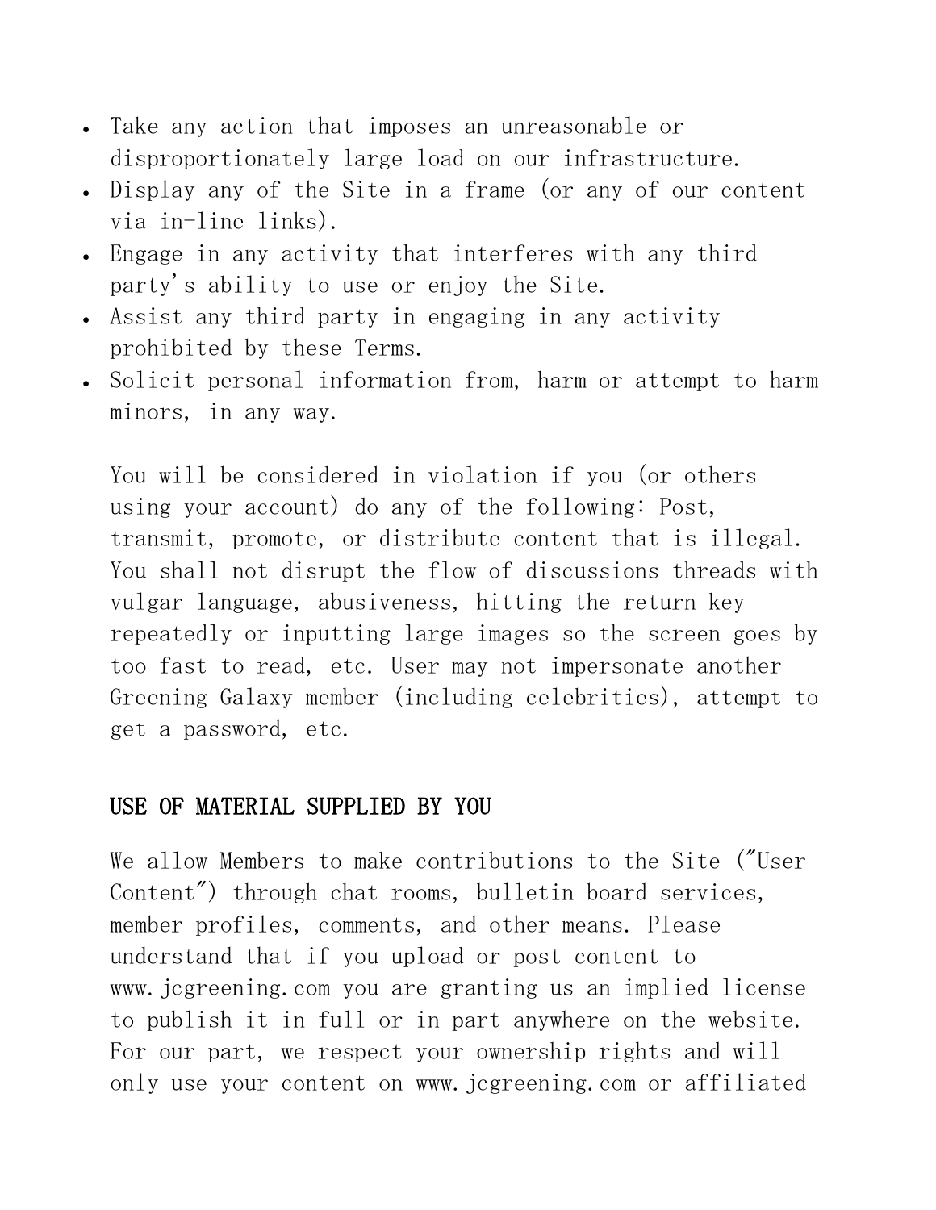- Take any action that imposes an unreasonable or disproportionately large load on our infrastructure.
- Display any of the Site in a frame (or any of our content via in-line links).
- Engage in any activity that interferes with any third party's ability to use or enjoy the Site.
- Assist any third party in engaging in any activity prohibited by these Terms.
- Solicit personal information from, harm or attempt to harm minors, in any way.

You will be considered in violation if you (or others using your account) do any of the following: Post, transmit, promote, or distribute content that is illegal. You shall not disrupt the flow of discussions threads with vulgar language, abusiveness, hitting the return key repeatedly or inputting large images so the screen goes by too fast to read, etc. User may not impersonate another Greening Galaxy member (including celebrities), attempt to get a password, etc.

## USE OF MATERIAL SUPPLIED BY YOU

We allow Members to make contributions to the Site ("User Content") through chat rooms, bulletin board services, member profiles, comments, and other means. Please understand that if you upload or post content to www.jcgreening.com you are granting us an implied license to publish it in full or in part anywhere on the website. For our part, we respect your ownership rights and will only use your content on www.jcgreening.com or affiliated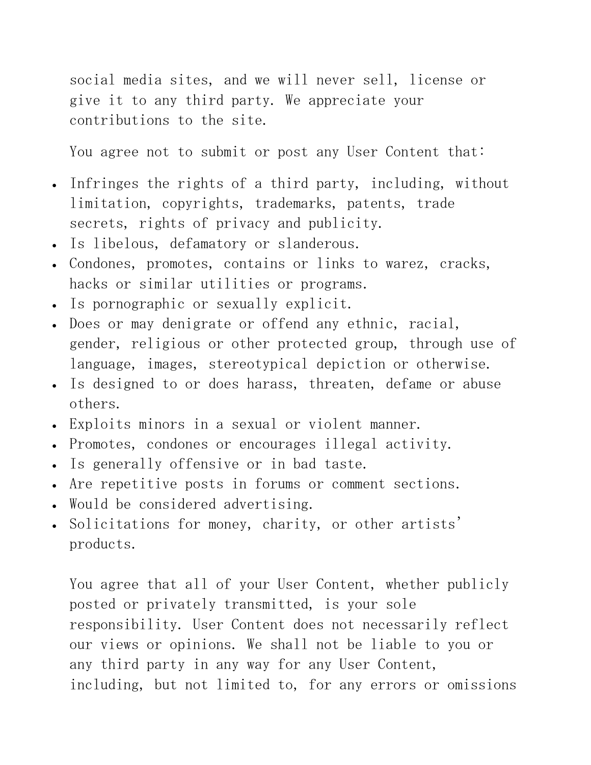social media sites, and we will never sell, license or give it to any third party. We appreciate your contributions to the site.

You agree not to submit or post any User Content that:

- Infringes the rights of a third party, including, without limitation, copyrights, trademarks, patents, trade secrets, rights of privacy and publicity.
- Is libelous, defamatory or slanderous.
- Condones, promotes, contains or links to warez, cracks, hacks or similar utilities or programs.
- Is pornographic or sexually explicit.
- Does or may denigrate or offend any ethnic, racial, gender, religious or other protected group, through use of language, images, stereotypical depiction or otherwise.
- Is designed to or does harass, threaten, defame or abuse others.
- Exploits minors in a sexual or violent manner.
- Promotes, condones or encourages illegal activity.
- Is generally offensive or in bad taste.
- Are repetitive posts in forums or comment sections.
- Would be considered advertising.
- Solicitations for money, charity, or other artists' products.

You agree that all of your User Content, whether publicly posted or privately transmitted, is your sole responsibility. User Content does not necessarily reflect our views or opinions. We shall not be liable to you or any third party in any way for any User Content, including, but not limited to, for any errors or omissions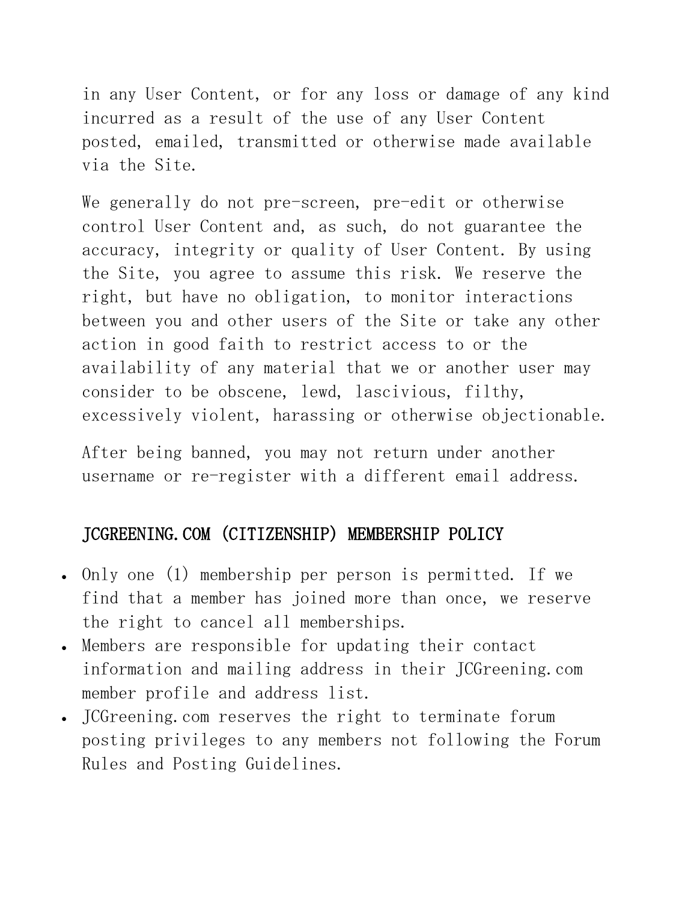in any User Content, or for any loss or damage of any kind incurred as a result of the use of any User Content posted, emailed, transmitted or otherwise made available via the Site.

We generally do not pre-screen, pre-edit or otherwise control User Content and, as such, do not guarantee the accuracy, integrity or quality of User Content. By using the Site, you agree to assume this risk. We reserve the right, but have no obligation, to monitor interactions between you and other users of the Site or take any other action in good faith to restrict access to or the availability of any material that we or another user may consider to be obscene, lewd, lascivious, filthy, excessively violent, harassing or otherwise objectionable.

After being banned, you may not return under another username or re-register with a different email address.

## JCGREENING.COM (CITIZENSHIP) MEMBERSHIP POLICY

- Only one (1) membership per person is permitted. If we find that a member has joined more than once, we reserve the right to cancel all memberships.
- Members are responsible for updating their contact information and mailing address in their JCGreening.com member profile and address list.
- JCGreening.com reserves the right to terminate forum posting privileges to any members not following the Forum Rules and Posting Guidelines.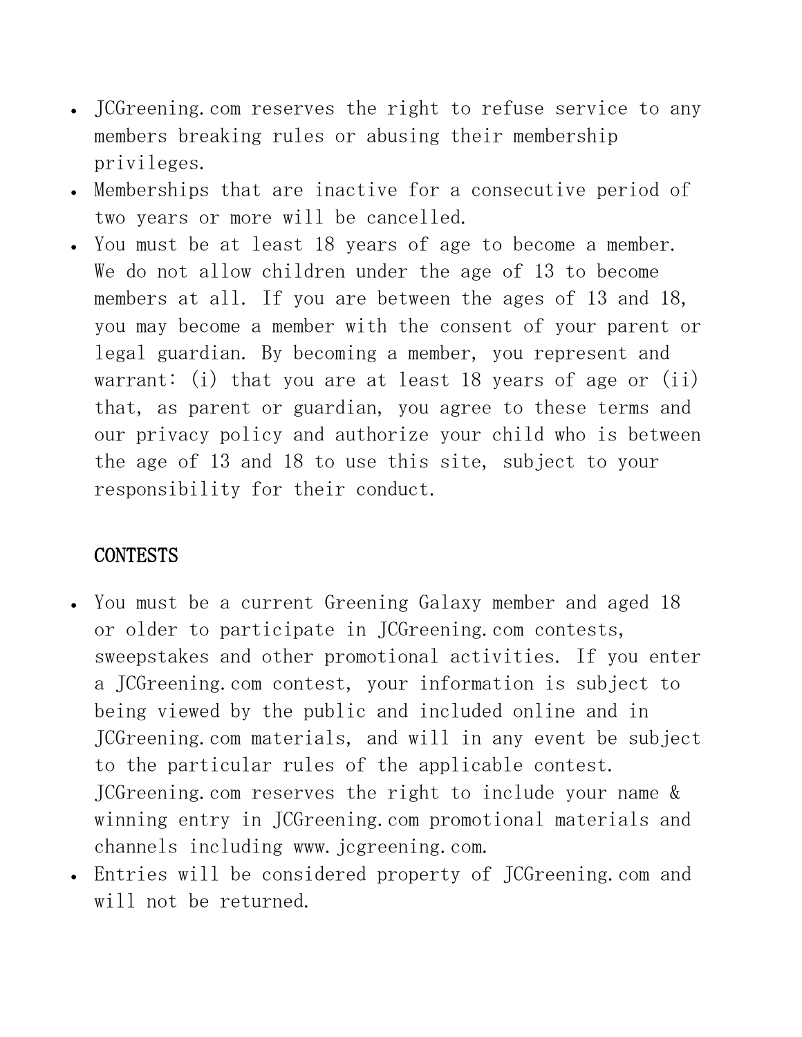- JCGreening.com reserves the right to refuse service to any members breaking rules or abusing their membership privileges.
- Memberships that are inactive for a consecutive period of two years or more will be cancelled.
- You must be at least 18 years of age to become a member. We do not allow children under the age of 13 to become members at all. If you are between the ages of 13 and 18, you may become a member with the consent of your parent or legal guardian. By becoming a member, you represent and warrant: (i) that you are at least 18 years of age or (ii) that, as parent or guardian, you agree to these terms and our privacy policy and authorize your child who is between the age of 13 and 18 to use this site, subject to your responsibility for their conduct.

## CONTESTS

- You must be a current Greening Galaxy member and aged 18 or older to participate in JCGreening.com contests, sweepstakes and other promotional activities. If you enter a JCGreening.com contest, your information is subject to being viewed by the public and included online and in JCGreening.com materials, and will in any event be subject to the particular rules of the applicable contest. JCGreening.com reserves the right to include your name & winning entry in JCGreening.com promotional materials and channels including www.jcgreening.com.
- Entries will be considered property of JCGreening.com and will not be returned.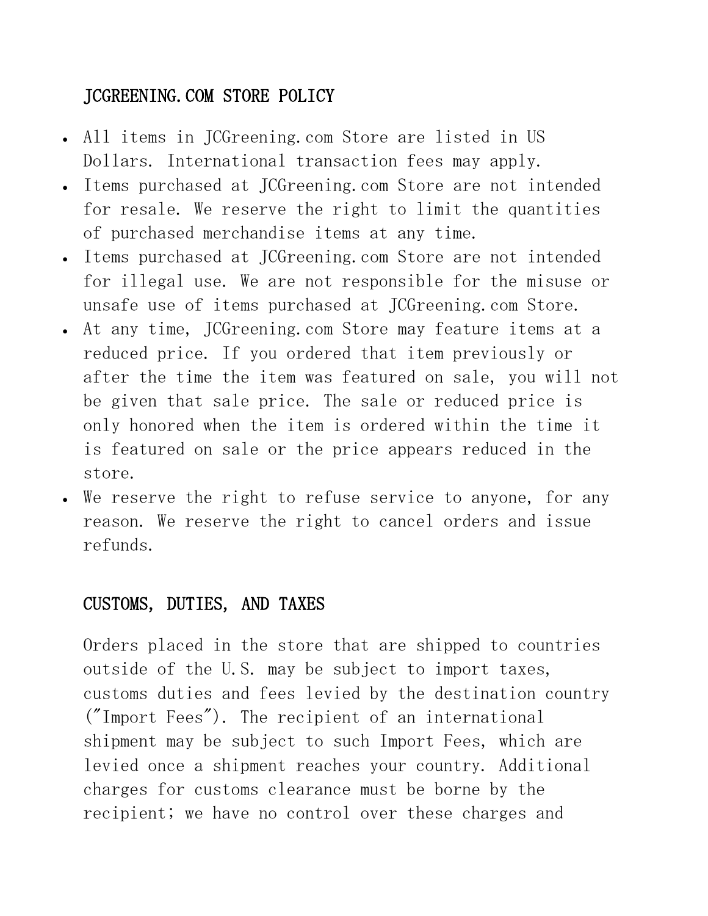## JCGREENING.COM STORE POLICY

- All items in JCGreening.com Store are listed in US Dollars. International transaction fees may apply.
- Items purchased at JCGreening.com Store are not intended for resale. We reserve the right to limit the quantities of purchased merchandise items at any time.
- Items purchased at JCGreening.com Store are not intended for illegal use. We are not responsible for the misuse or unsafe use of items purchased at JCGreening.com Store.
- At any time, JCGreening.com Store may feature items at a reduced price. If you ordered that item previously or after the time the item was featured on sale, you will not be given that sale price. The sale or reduced price is only honored when the item is ordered within the time it is featured on sale or the price appears reduced in the store.
- We reserve the right to refuse service to anyone, for any reason. We reserve the right to cancel orders and issue refunds.

## CUSTOMS, DUTIES, AND TAXES

Orders placed in the store that are shipped to countries outside of the U.S. may be subject to import taxes, customs duties and fees levied by the destination country ("Import Fees"). The recipient of an international shipment may be subject to such Import Fees, which are levied once a shipment reaches your country. Additional charges for customs clearance must be borne by the recipient; we have no control over these charges and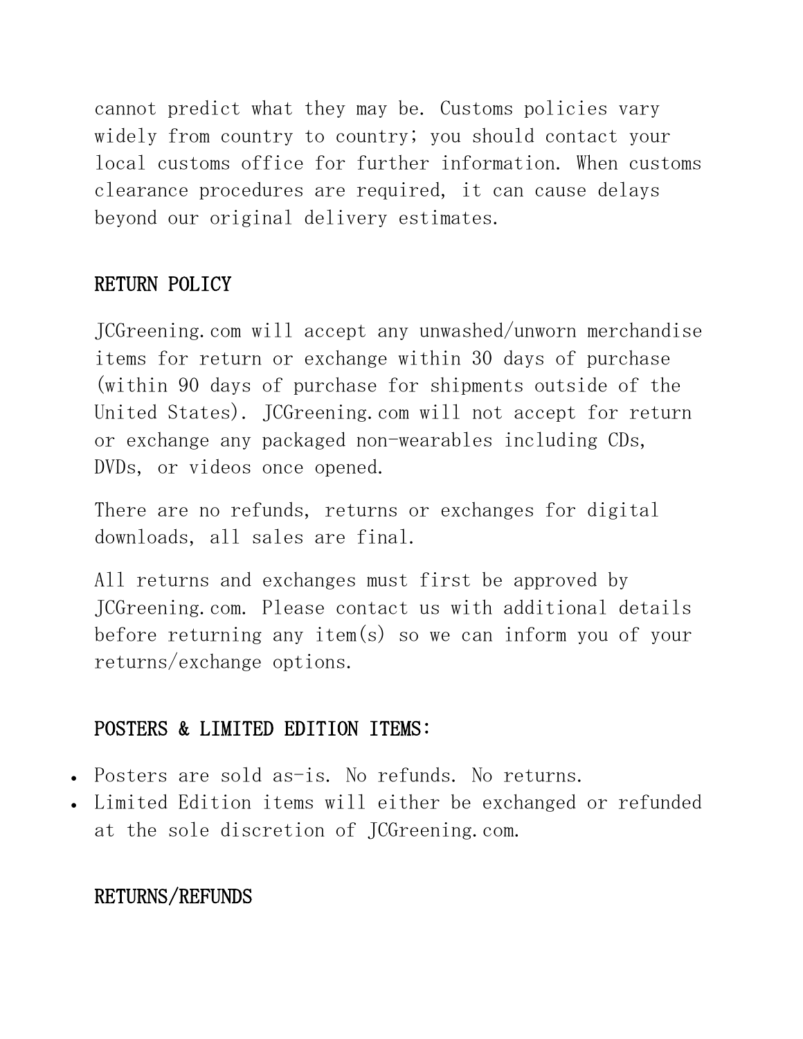cannot predict what they may be. Customs policies vary widely from country to country; you should contact your local customs office for further information. When customs clearance procedures are required, it can cause delays beyond our original delivery estimates.

## RETURN POLICY

JCGreening.com will accept any unwashed/unworn merchandise items for return or exchange within 30 days of purchase (within 90 days of purchase for shipments outside of the United States). JCGreening.com will not accept for return or exchange any packaged non-wearables including CDs, DVDs, or videos once opened.

There are no refunds, returns or exchanges for digital downloads, all sales are final.

All returns and exchanges must first be approved by JCGreening.com. Please contact us with additional details before returning any item(s) so we can inform you of your returns/exchange options.

## POSTERS & LIMITED EDITION ITEMS:

- Posters are sold as-is. No refunds. No returns.
- Limited Edition items will either be exchanged or refunded at the sole discretion of JCGreening.com.

## RETURNS/REFUNDS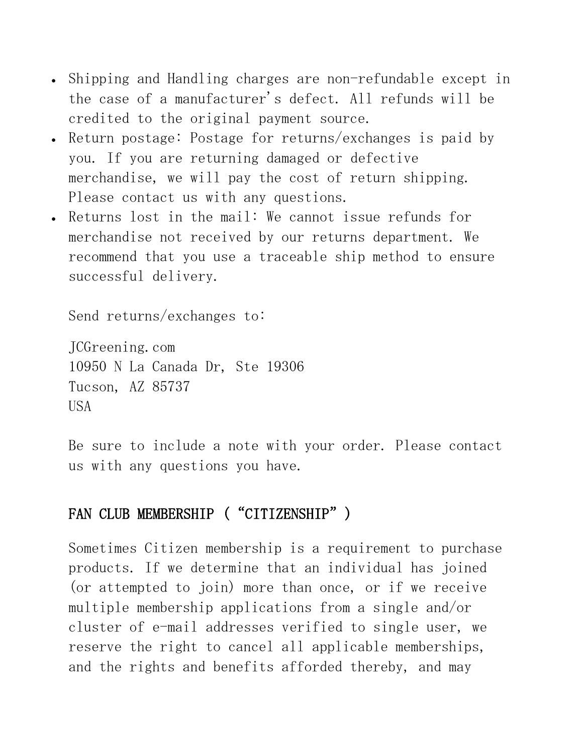- Shipping and Handling charges are non-refundable except in the case of a manufacturer's defect. All refunds will be credited to the original payment source.
- Return postage: Postage for returns/exchanges is paid by you. If you are returning damaged or defective merchandise, we will pay the cost of return shipping. Please contact us with any questions.
- Returns lost in the mail: We cannot issue refunds for merchandise not received by our returns department. We recommend that you use a traceable ship method to ensure successful delivery.

  Send returns/exchanges to:

  JCGreening.com
  10950 N La Canada Dr, Ste 19306
  Tucson, AZ 85737
  USA

  Be sure to include a note with your order. Please contact us with any questions you have.

## FAN CLUB MEMBERSHIP ("CITIZENSHIP")

Sometimes Citizen membership is a requirement to purchase products. If we determine that an individual has joined (or attempted to join) more than once, or if we receive multiple membership applications from a single and/or cluster of e-mail addresses verified to single user, we reserve the right to cancel all applicable memberships, and the rights and benefits afforded thereby, and may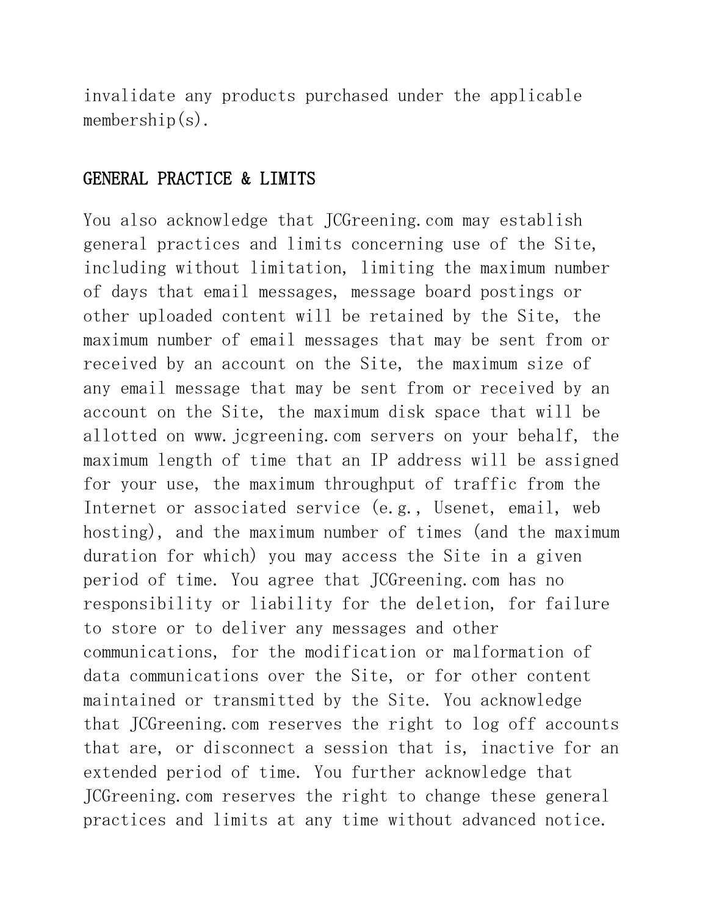invalidate any products purchased under the applicable membership(s).

## GENERAL PRACTICE & LIMITS

You also acknowledge that JCGreening.com may establish general practices and limits concerning use of the Site, including without limitation, limiting the maximum number of days that email messages, message board postings or other uploaded content will be retained by the Site, the maximum number of email messages that may be sent from or received by an account on the Site, the maximum size of any email message that may be sent from or received by an account on the Site, the maximum disk space that will be allotted on www.jcgreening.com servers on your behalf, the maximum length of time that an IP address will be assigned for your use, the maximum throughput of traffic from the Internet or associated service (e.g., Usenet, email, web hosting), and the maximum number of times (and the maximum duration for which) you may access the Site in a given period of time. You agree that JCGreening.com has no responsibility or liability for the deletion, for failure to store or to deliver any messages and other communications, for the modification or malformation of data communications over the Site, or for other content maintained or transmitted by the Site. You acknowledge that JCGreening.com reserves the right to log off accounts that are, or disconnect a session that is, inactive for an extended period of time. You further acknowledge that JCGreening.com reserves the right to change these general practices and limits at any time without advanced notice.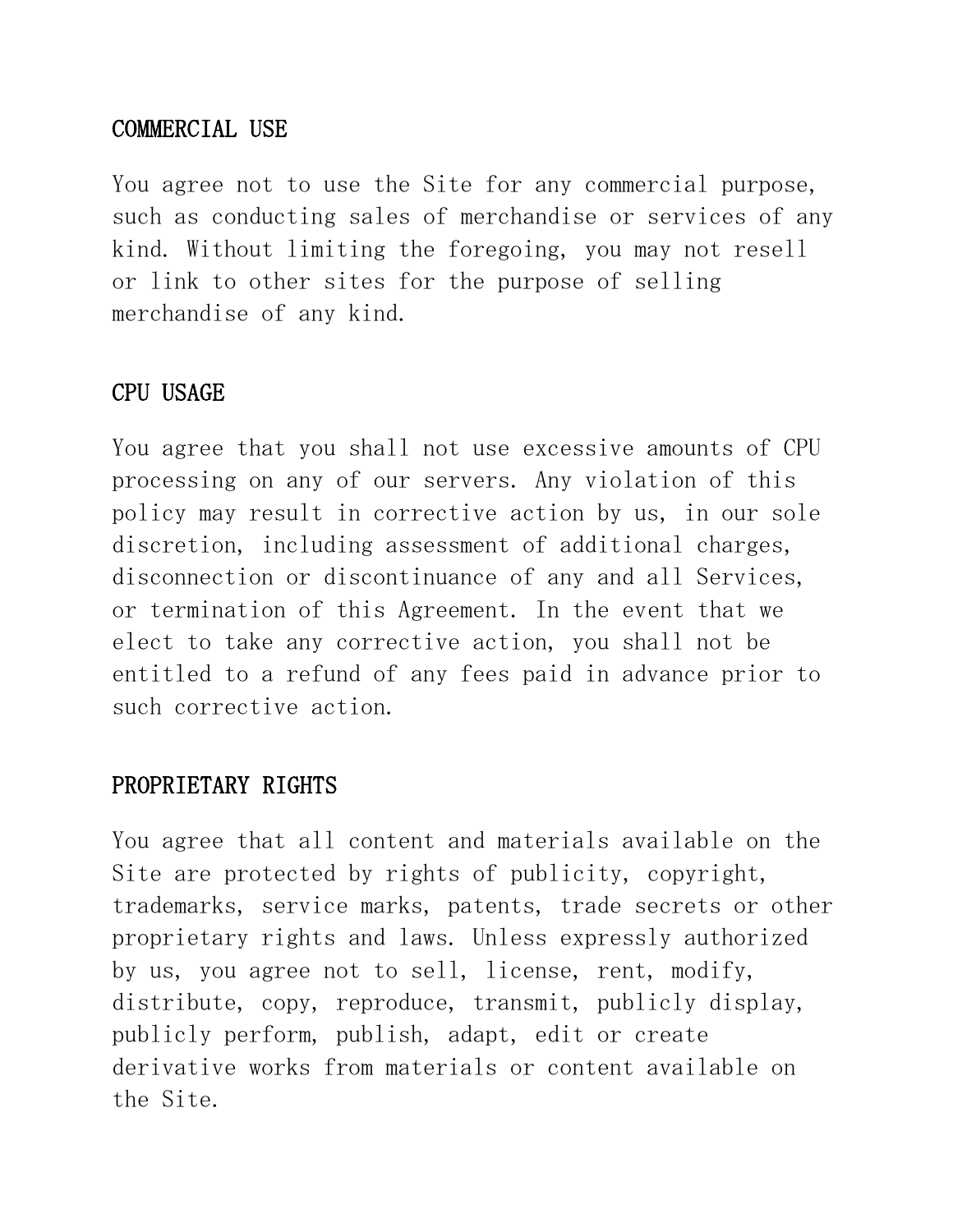## COMMERCIAL USE

You agree not to use the Site for any commercial purpose, such as conducting sales of merchandise or services of any kind. Without limiting the foregoing, you may not resell or link to other sites for the purpose of selling merchandise of any kind.

## CPU USAGE

You agree that you shall not use excessive amounts of CPU processing on any of our servers. Any violation of this policy may result in corrective action by us, in our sole discretion, including assessment of additional charges, disconnection or discontinuance of any and all Services, or termination of this Agreement. In the event that we elect to take any corrective action, you shall not be entitled to a refund of any fees paid in advance prior to such corrective action.

## PROPRIETARY RIGHTS

You agree that all content and materials available on the Site are protected by rights of publicity, copyright, trademarks, service marks, patents, trade secrets or other proprietary rights and laws. Unless expressly authorized by us, you agree not to sell, license, rent, modify, distribute, copy, reproduce, transmit, publicly display, publicly perform, publish, adapt, edit or create derivative works from materials or content available on the Site.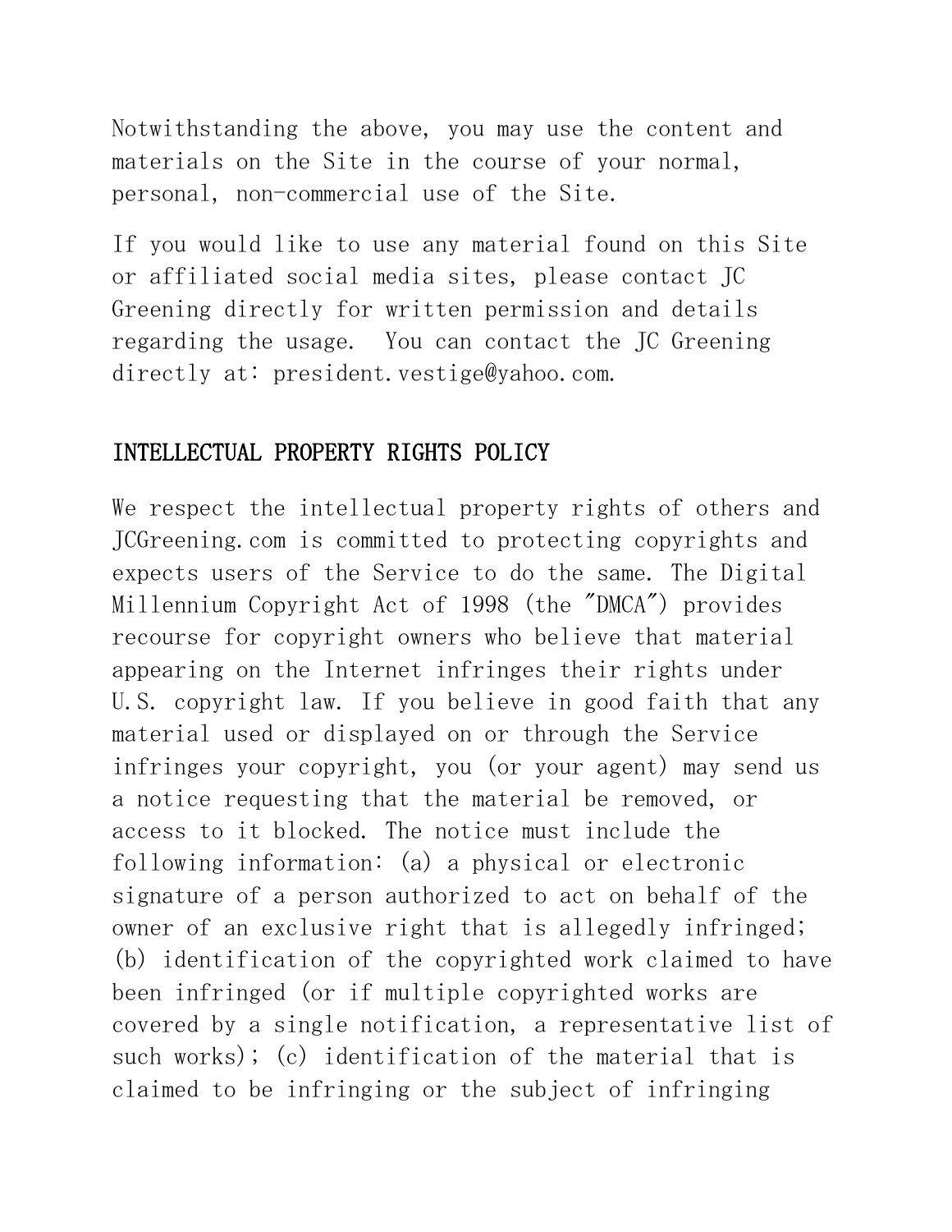Notwithstanding the above, you may use the content and materials on the Site in the course of your normal, personal, non-commercial use of the Site.

If you would like to use any material found on this Site or affiliated social media sites, please contact JC Greening directly for written permission and details regarding the usage.  You can contact the JC Greening directly at: president.vestige@yahoo.com.

## INTELLECTUAL PROPERTY RIGHTS POLICY

We respect the intellectual property rights of others and JCGreening.com is committed to protecting copyrights and expects users of the Service to do the same. The Digital Millennium Copyright Act of 1998 (the "DMCA") provides recourse for copyright owners who believe that material appearing on the Internet infringes their rights under U.S. copyright law. If you believe in good faith that any material used or displayed on or through the Service infringes your copyright, you (or your agent) may send us a notice requesting that the material be removed, or access to it blocked. The notice must include the following information: (a) a physical or electronic signature of a person authorized to act on behalf of the owner of an exclusive right that is allegedly infringed; (b) identification of the copyrighted work claimed to have been infringed (or if multiple copyrighted works are covered by a single notification, a representative list of such works); (c) identification of the material that is claimed to be infringing or the subject of infringing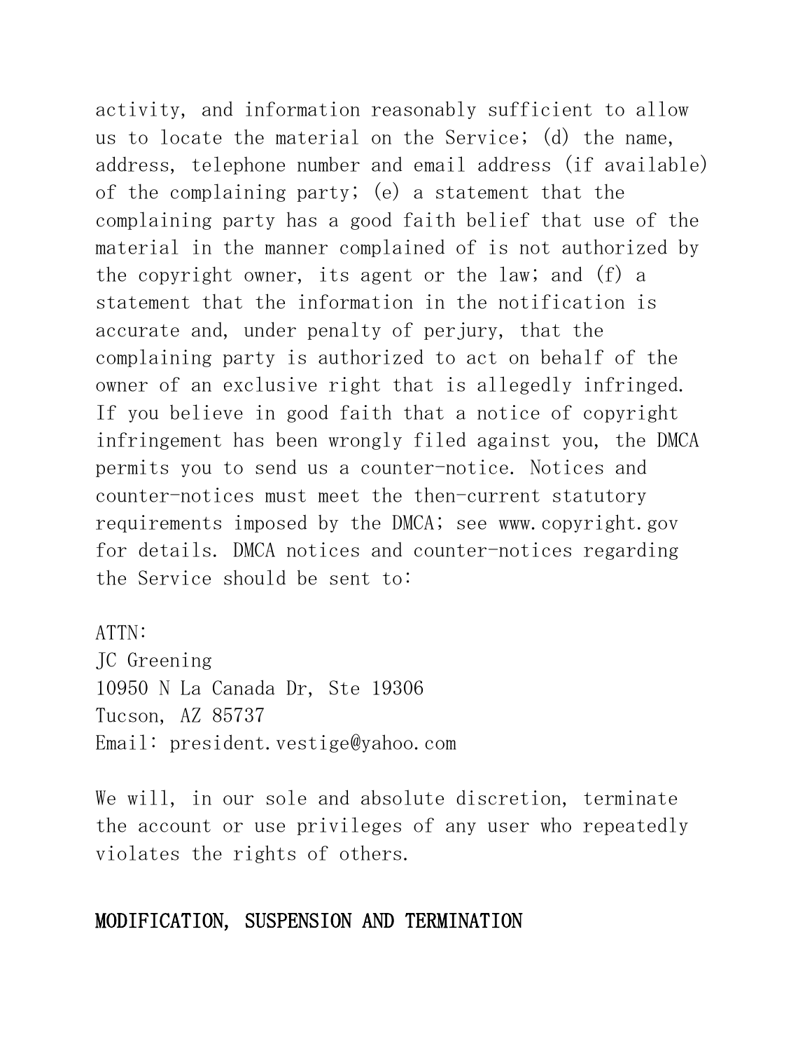activity, and information reasonably sufficient to allow us to locate the material on the Service; (d) the name, address, telephone number and email address (if available) of the complaining party; (e) a statement that the complaining party has a good faith belief that use of the material in the manner complained of is not authorized by the copyright owner, its agent or the law; and (f) a statement that the information in the notification is accurate and, under penalty of perjury, that the complaining party is authorized to act on behalf of the owner of an exclusive right that is allegedly infringed. If you believe in good faith that a notice of copyright infringement has been wrongly filed against you, the DMCA permits you to send us a counter-notice. Notices and counter-notices must meet the then-current statutory requirements imposed by the DMCA; see www.copyright.gov for details. DMCA notices and counter-notices regarding the Service should be sent to:

ATTN:
JC Greening
10950 N La Canada Dr, Ste 19306
Tucson, AZ 85737
Email: president.vestige@yahoo.com

We will, in our sole and absolute discretion, terminate the account or use privileges of any user who repeatedly violates the rights of others.

## MODIFICATION, SUSPENSION AND TERMINATION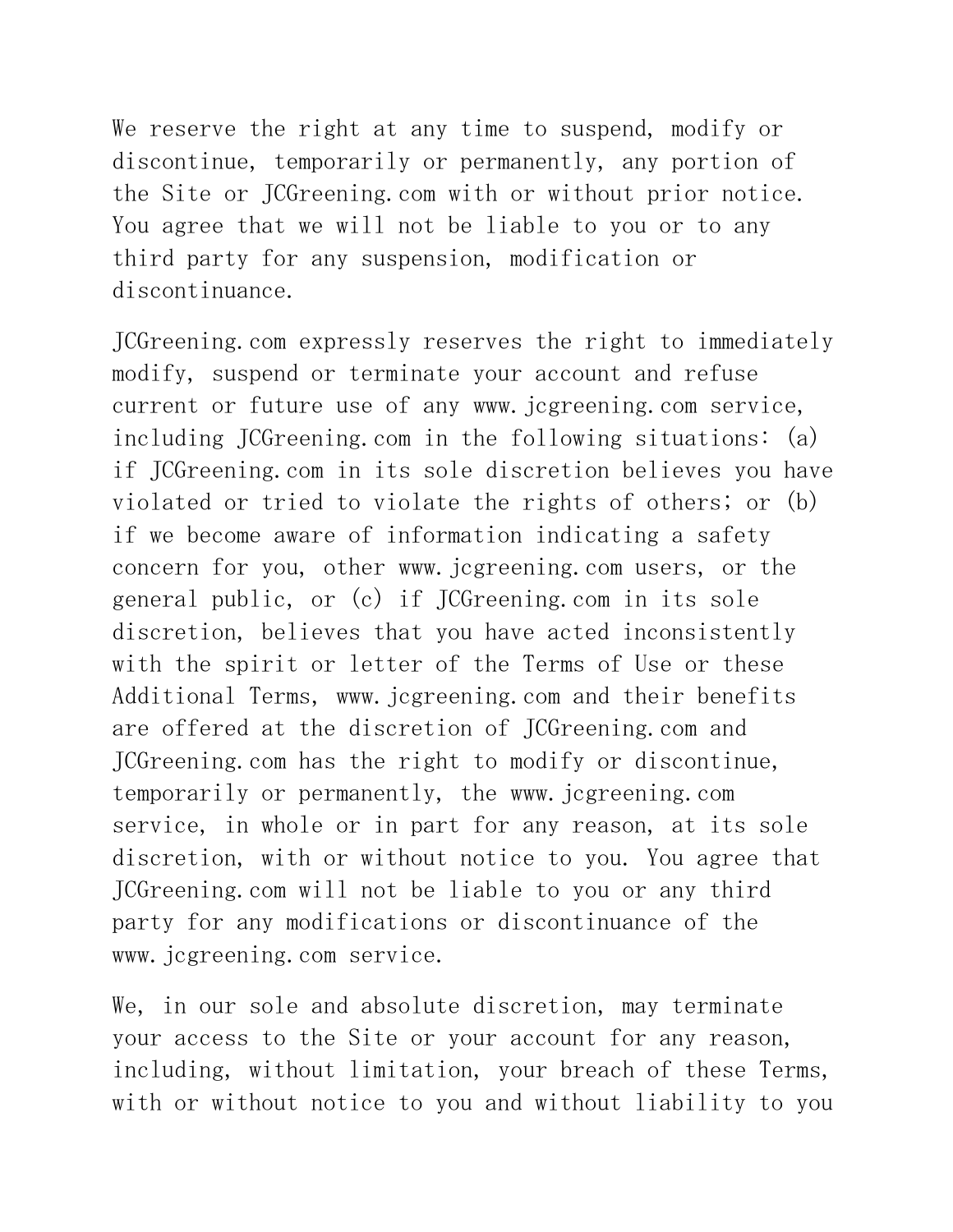We reserve the right at any time to suspend, modify or discontinue, temporarily or permanently, any portion of the Site or JCGreening.com with or without prior notice. You agree that we will not be liable to you or to any third party for any suspension, modification or discontinuance.

JCGreening.com expressly reserves the right to immediately modify, suspend or terminate your account and refuse current or future use of any www.jcgreening.com service, including JCGreening.com in the following situations: (a) if JCGreening.com in its sole discretion believes you have violated or tried to violate the rights of others; or (b) if we become aware of information indicating a safety concern for you, other www.jcgreening.com users, or the general public, or (c) if JCGreening.com in its sole discretion, believes that you have acted inconsistently with the spirit or letter of the Terms of Use or these Additional Terms, www.jcgreening.com and their benefits are offered at the discretion of JCGreening.com and JCGreening.com has the right to modify or discontinue, temporarily or permanently, the www.jcgreening.com service, in whole or in part for any reason, at its sole discretion, with or without notice to you. You agree that JCGreening.com will not be liable to you or any third party for any modifications or discontinuance of the www.jcgreening.com service.

We, in our sole and absolute discretion, may terminate your access to the Site or your account for any reason, including, without limitation, your breach of these Terms, with or without notice to you and without liability to you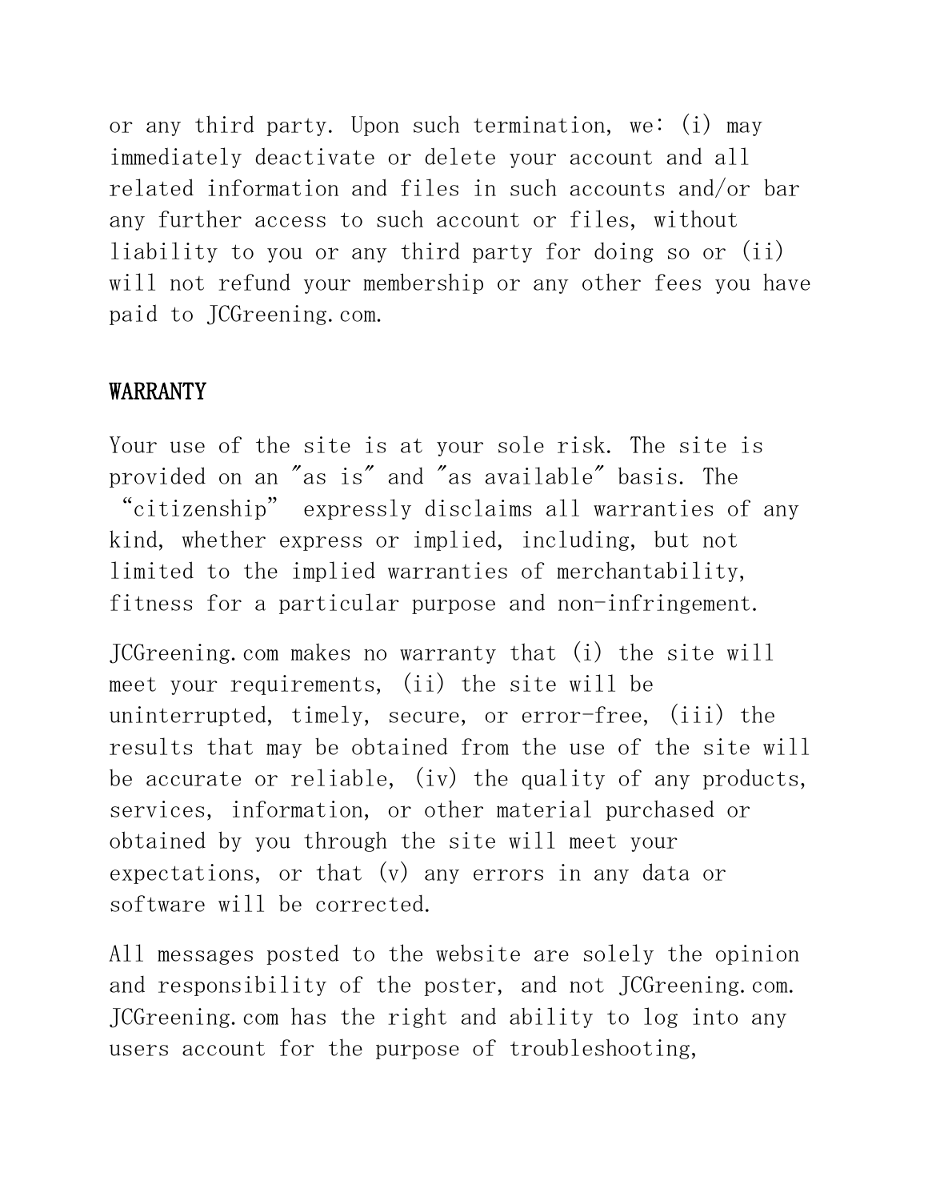or any third party. Upon such termination, we: (i) may immediately deactivate or delete your account and all related information and files in such accounts and/or bar any further access to such account or files, without liability to you or any third party for doing so or (ii) will not refund your membership or any other fees you have paid to JCGreening.com.

## WARRANTY

Your use of the site is at your sole risk. The site is provided on an ″as is″ and ″as available″ basis. The “citizenship” expressly disclaims all warranties of any kind, whether express or implied, including, but not limited to the implied warranties of merchantability, fitness for a particular purpose and non-infringement.

JCGreening.com makes no warranty that (i) the site will meet your requirements, (ii) the site will be uninterrupted, timely, secure, or error-free, (iii) the results that may be obtained from the use of the site will be accurate or reliable, (iv) the quality of any products, services, information, or other material purchased or obtained by you through the site will meet your expectations, or that (v) any errors in any data or software will be corrected.

All messages posted to the website are solely the opinion and responsibility of the poster, and not JCGreening.com. JCGreening.com has the right and ability to log into any users account for the purpose of troubleshooting,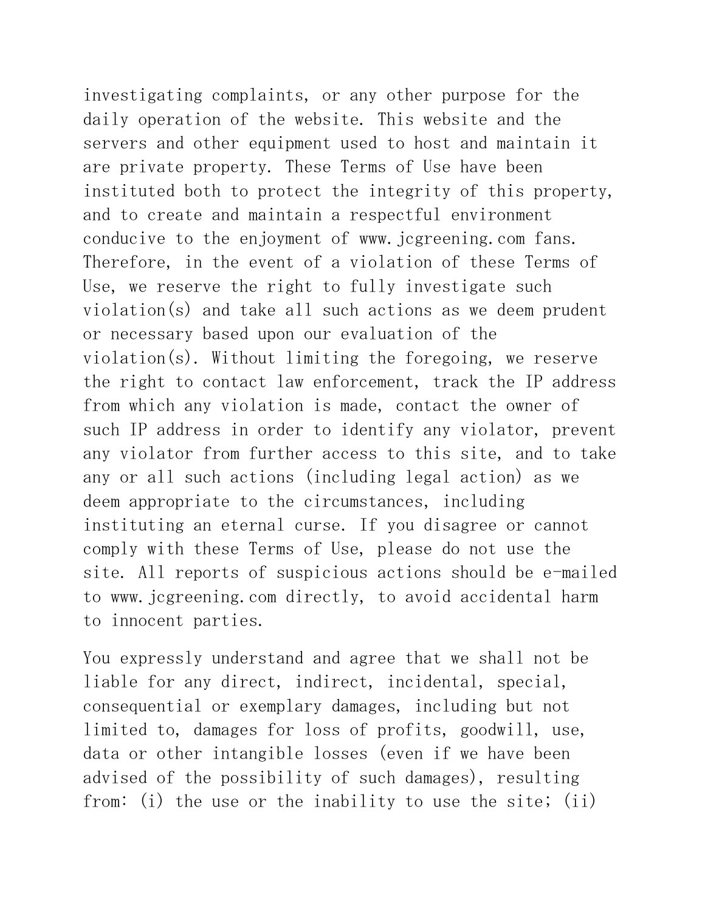investigating complaints, or any other purpose for the daily operation of the website. This website and the servers and other equipment used to host and maintain it are private property. These Terms of Use have been instituted both to protect the integrity of this property, and to create and maintain a respectful environment conducive to the enjoyment of www.jcgreening.com fans. Therefore, in the event of a violation of these Terms of Use, we reserve the right to fully investigate such violation(s) and take all such actions as we deem prudent or necessary based upon our evaluation of the violation(s). Without limiting the foregoing, we reserve the right to contact law enforcement, track the IP address from which any violation is made, contact the owner of such IP address in order to identify any violator, prevent any violator from further access to this site, and to take any or all such actions (including legal action) as we deem appropriate to the circumstances, including instituting an eternal curse. If you disagree or cannot comply with these Terms of Use, please do not use the site. All reports of suspicious actions should be e-mailed to www.jcgreening.com directly, to avoid accidental harm to innocent parties.

You expressly understand and agree that we shall not be liable for any direct, indirect, incidental, special, consequential or exemplary damages, including but not limited to, damages for loss of profits, goodwill, use, data or other intangible losses (even if we have been advised of the possibility of such damages), resulting from: (i) the use or the inability to use the site; (ii)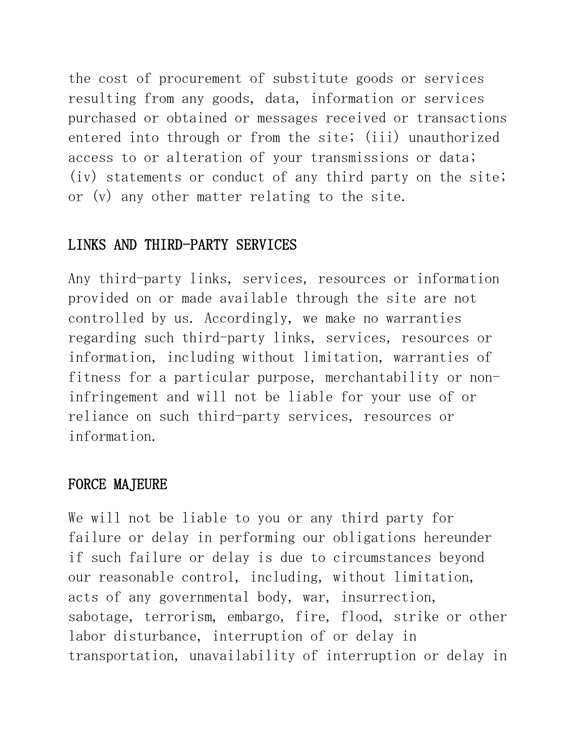the cost of procurement of substitute goods or services resulting from any goods, data, information or services purchased or obtained or messages received or transactions entered into through or from the site; (iii) unauthorized access to or alteration of your transmissions or data; (iv) statements or conduct of any third party on the site; or (v) any other matter relating to the site.

## LINKS AND THIRD-PARTY SERVICES

Any third-party links, services, resources or information provided on or made available through the site are not controlled by us. Accordingly, we make no warranties regarding such third-party links, services, resources or information, including without limitation, warranties of fitness for a particular purpose, merchantability or non-infringement and will not be liable for your use of or reliance on such third-party services, resources or information.

## FORCE MAJEURE

We will not be liable to you or any third party for failure or delay in performing our obligations hereunder if such failure or delay is due to circumstances beyond our reasonable control, including, without limitation, acts of any governmental body, war, insurrection, sabotage, terrorism, embargo, fire, flood, strike or other labor disturbance, interruption of or delay in transportation, unavailability of interruption or delay in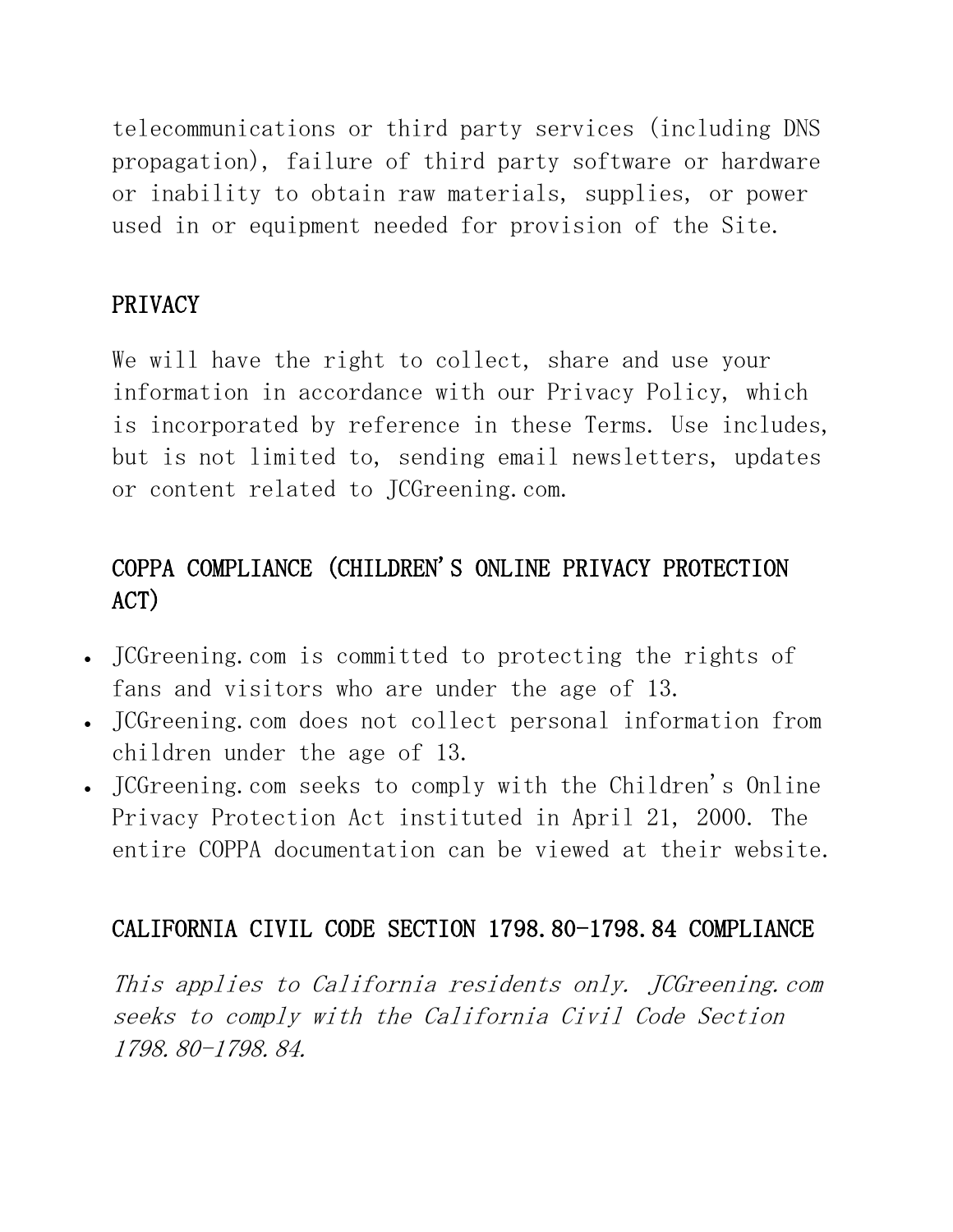telecommunications or third party services (including DNS propagation), failure of third party software or hardware or inability to obtain raw materials, supplies, or power used in or equipment needed for provision of the Site.

## PRIVACY

We will have the right to collect, share and use your information in accordance with our Privacy Policy, which is incorporated by reference in these Terms. Use includes, but is not limited to, sending email newsletters, updates or content related to JCGreening.com.

## COPPA COMPLIANCE (CHILDREN'S ONLINE PRIVACY PROTECTION ACT)

- JCGreening.com is committed to protecting the rights of fans and visitors who are under the age of 13.
- JCGreening.com does not collect personal information from children under the age of 13.
- JCGreening.com seeks to comply with the Children's Online Privacy Protection Act instituted in April 21, 2000. The entire COPPA documentation can be viewed at their website.

## CALIFORNIA CIVIL CODE SECTION 1798.80-1798.84 COMPLIANCE

*This applies to California residents only. JCGreening.com seeks to comply with the California Civil Code Section 1798.80-1798.84.*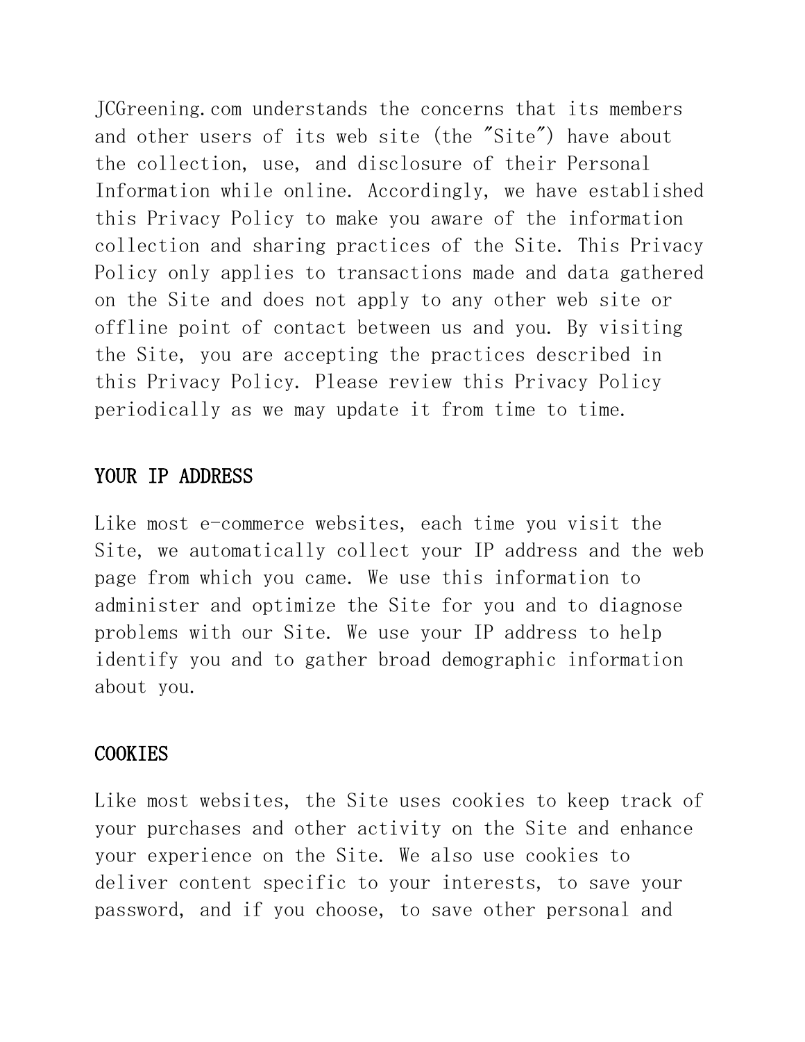JCGreening.com understands the concerns that its members and other users of its web site (the "Site") have about the collection, use, and disclosure of their Personal Information while online. Accordingly, we have established this Privacy Policy to make you aware of the information collection and sharing practices of the Site. This Privacy Policy only applies to transactions made and data gathered on the Site and does not apply to any other web site or offline point of contact between us and you. By visiting the Site, you are accepting the practices described in this Privacy Policy. Please review this Privacy Policy periodically as we may update it from time to time.

## YOUR IP ADDRESS

Like most e-commerce websites, each time you visit the Site, we automatically collect your IP address and the web page from which you came. We use this information to administer and optimize the Site for you and to diagnose problems with our Site. We use your IP address to help identify you and to gather broad demographic information about you.

## COOKIES

Like most websites, the Site uses cookies to keep track of your purchases and other activity on the Site and enhance your experience on the Site. We also use cookies to deliver content specific to your interests, to save your password, and if you choose, to save other personal and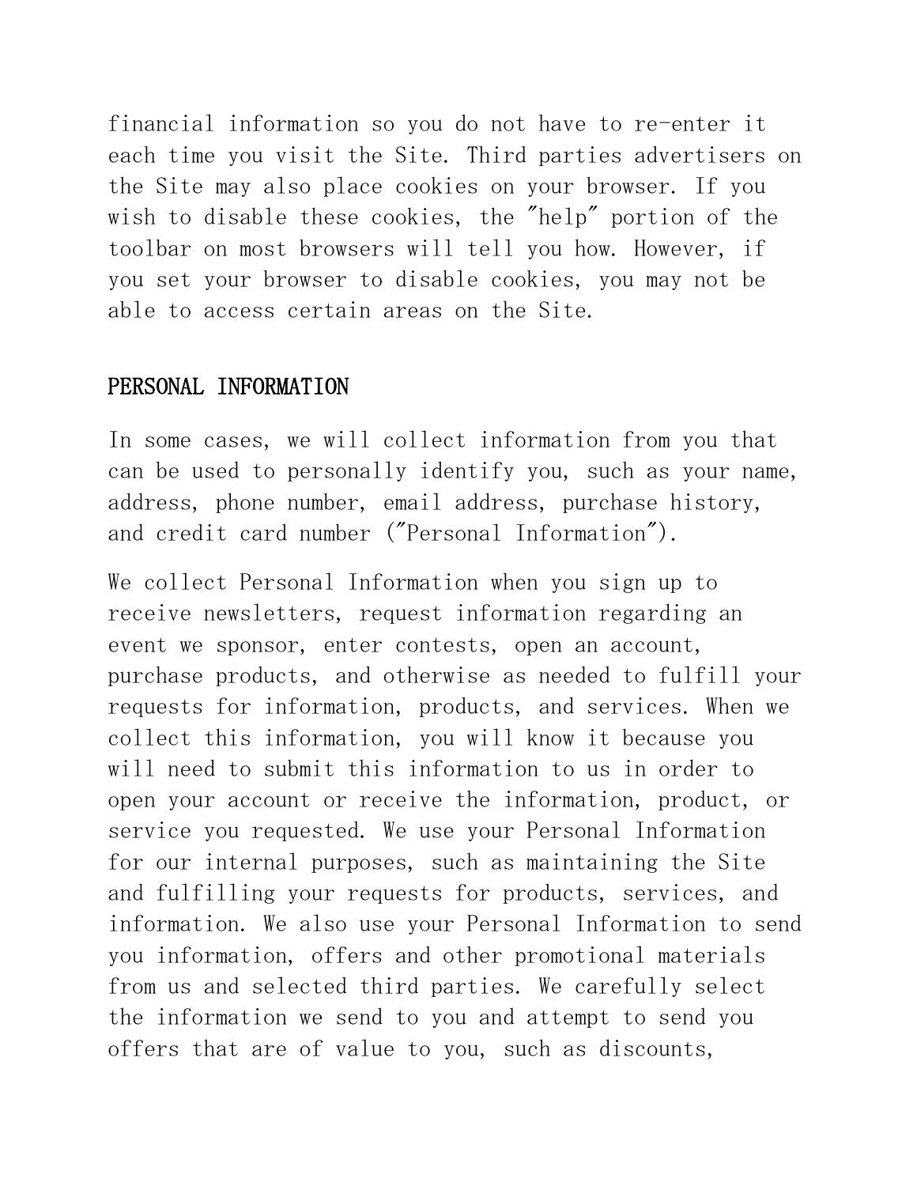financial information so you do not have to re-enter it each time you visit the Site. Third parties advertisers on the Site may also place cookies on your browser. If you wish to disable these cookies, the "help" portion of the toolbar on most browsers will tell you how. However, if you set your browser to disable cookies, you may not be able to access certain areas on the Site.

## PERSONAL INFORMATION

In some cases, we will collect information from you that can be used to personally identify you, such as your name, address, phone number, email address, purchase history, and credit card number ("Personal Information").

We collect Personal Information when you sign up to receive newsletters, request information regarding an event we sponsor, enter contests, open an account, purchase products, and otherwise as needed to fulfill your requests for information, products, and services. When we collect this information, you will know it because you will need to submit this information to us in order to open your account or receive the information, product, or service you requested. We use your Personal Information for our internal purposes, such as maintaining the Site and fulfilling your requests for products, services, and information. We also use your Personal Information to send you information, offers and other promotional materials from us and selected third parties. We carefully select the information we send to you and attempt to send you offers that are of value to you, such as discounts,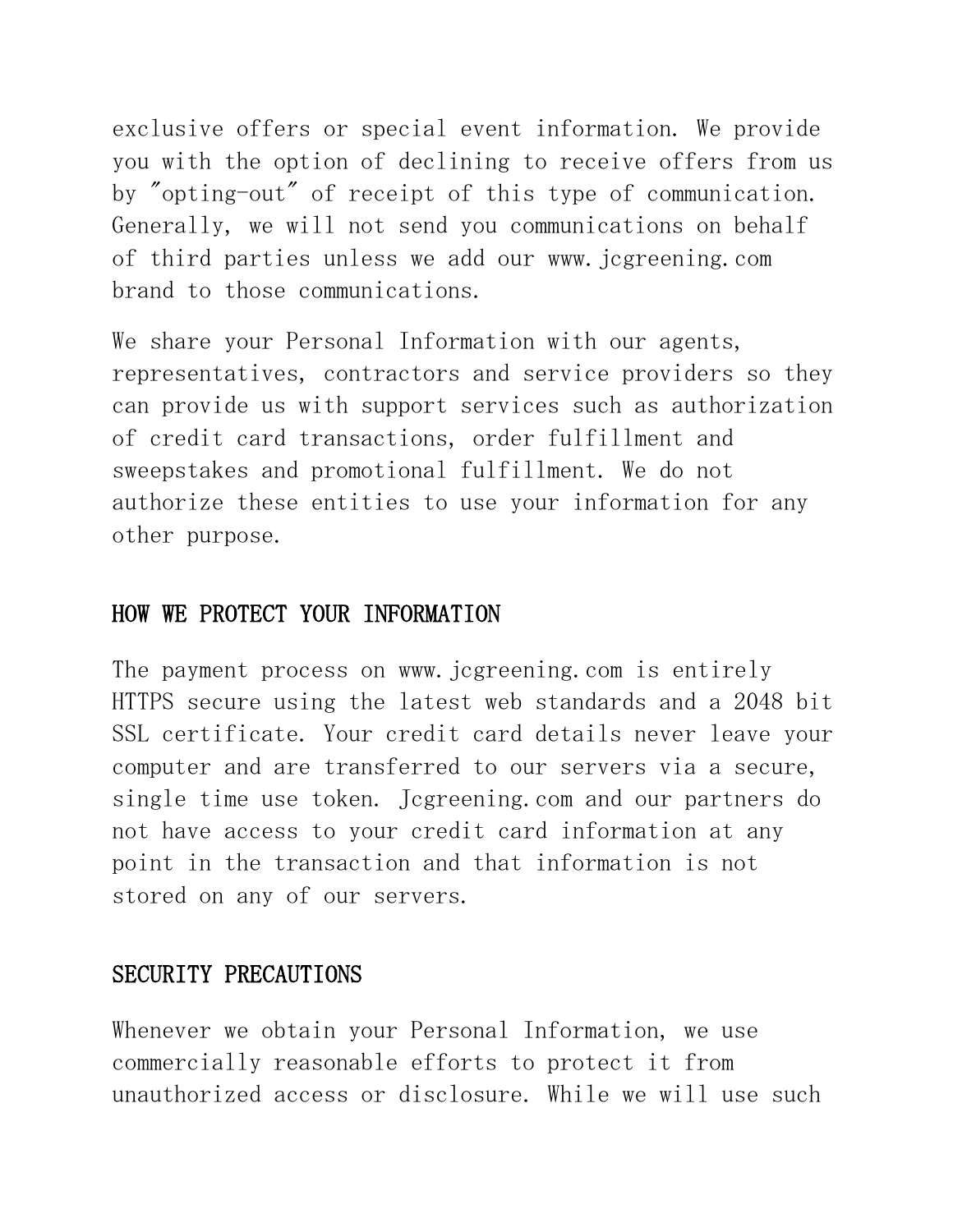exclusive offers or special event information. We provide you with the option of declining to receive offers from us by "opting-out" of receipt of this type of communication. Generally, we will not send you communications on behalf of third parties unless we add our www.jcgreening.com brand to those communications.

We share your Personal Information with our agents, representatives, contractors and service providers so they can provide us with support services such as authorization of credit card transactions, order fulfillment and sweepstakes and promotional fulfillment. We do not authorize these entities to use your information for any other purpose.

## HOW WE PROTECT YOUR INFORMATION

The payment process on www.jcgreening.com is entirely HTTPS secure using the latest web standards and a 2048 bit SSL certificate. Your credit card details never leave your computer and are transferred to our servers via a secure, single time use token. Jcgreening.com and our partners do not have access to your credit card information at any point in the transaction and that information is not stored on any of our servers.

## SECURITY PRECAUTIONS

Whenever we obtain your Personal Information, we use commercially reasonable efforts to protect it from unauthorized access or disclosure. While we will use such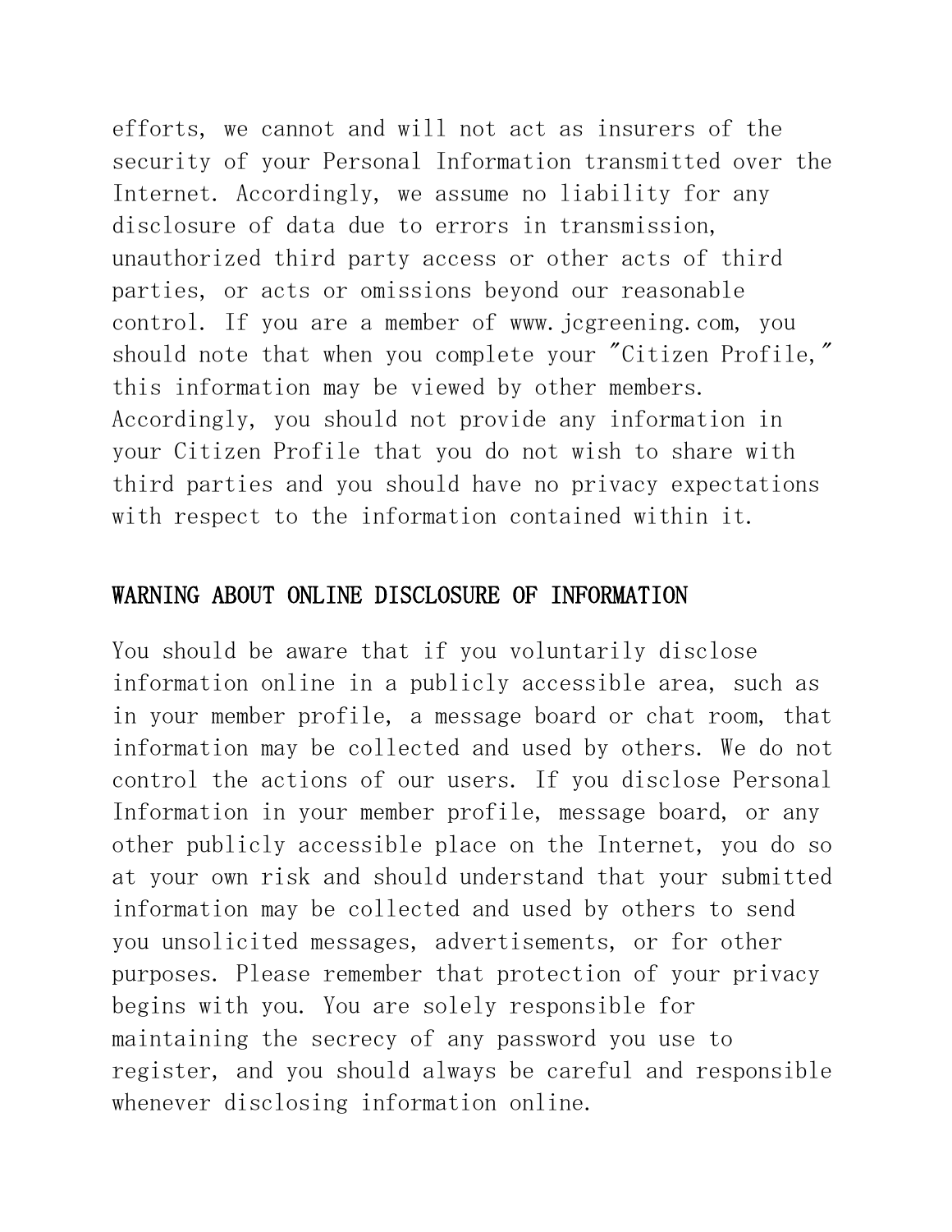efforts, we cannot and will not act as insurers of the security of your Personal Information transmitted over the Internet. Accordingly, we assume no liability for any disclosure of data due to errors in transmission, unauthorized third party access or other acts of third parties, or acts or omissions beyond our reasonable control. If you are a member of www.jcgreening.com, you should note that when you complete your "Citizen Profile," this information may be viewed by other members. Accordingly, you should not provide any information in your Citizen Profile that you do not wish to share with third parties and you should have no privacy expectations with respect to the information contained within it.

## WARNING ABOUT ONLINE DISCLOSURE OF INFORMATION

You should be aware that if you voluntarily disclose information online in a publicly accessible area, such as in your member profile, a message board or chat room, that information may be collected and used by others. We do not control the actions of our users. If you disclose Personal Information in your member profile, message board, or any other publicly accessible place on the Internet, you do so at your own risk and should understand that your submitted information may be collected and used by others to send you unsolicited messages, advertisements, or for other purposes. Please remember that protection of your privacy begins with you. You are solely responsible for maintaining the secrecy of any password you use to register, and you should always be careful and responsible whenever disclosing information online.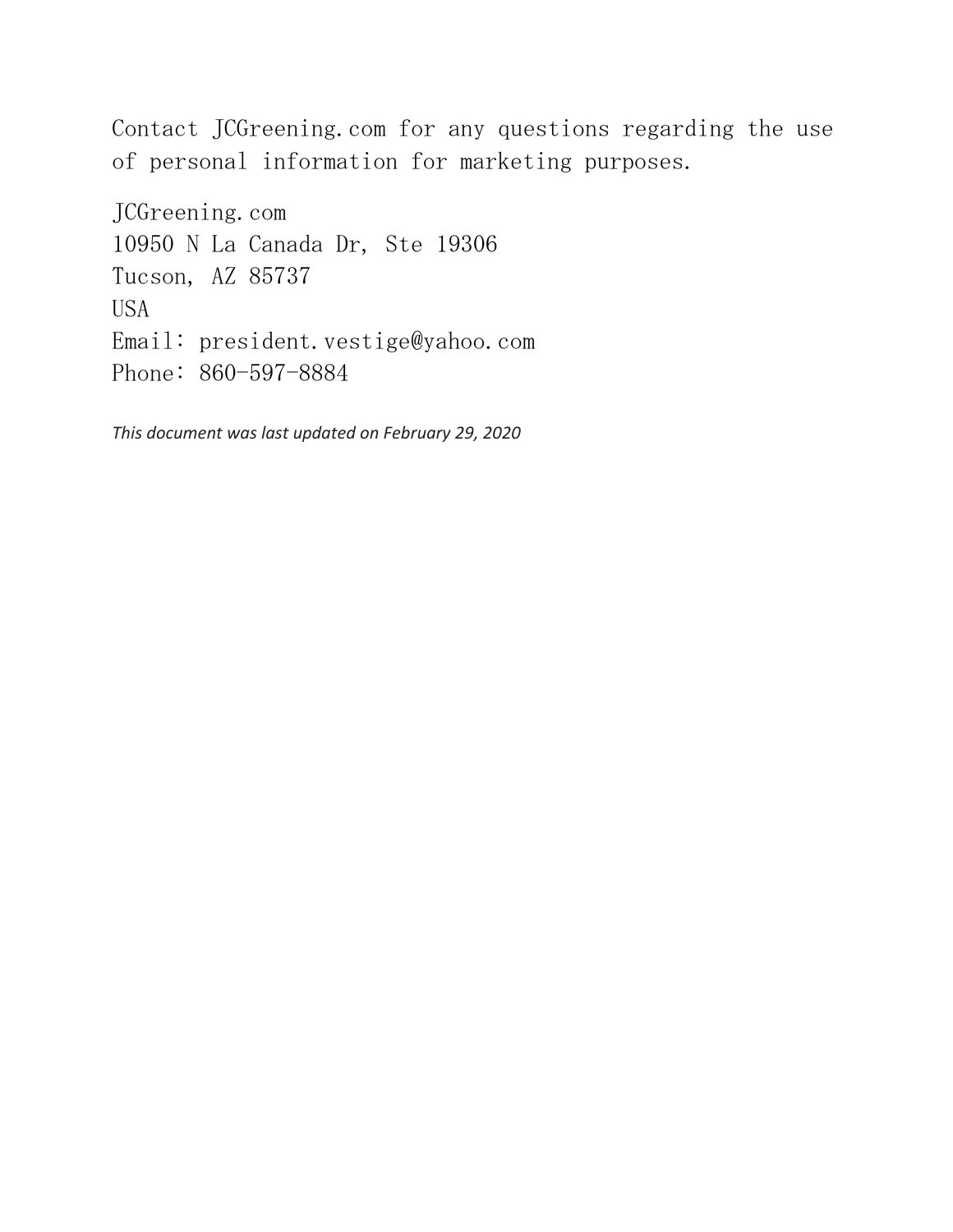Contact JCGreening.com for any questions regarding the use of personal information for marketing purposes.

JCGreening.com  
10950 N La Canada Dr, Ste 19306  
Tucson, AZ 85737  
USA  
Email: president.vestige@yahoo.com  
Phone: 860-597-8884

*This document was last updated on February 29, 2020*